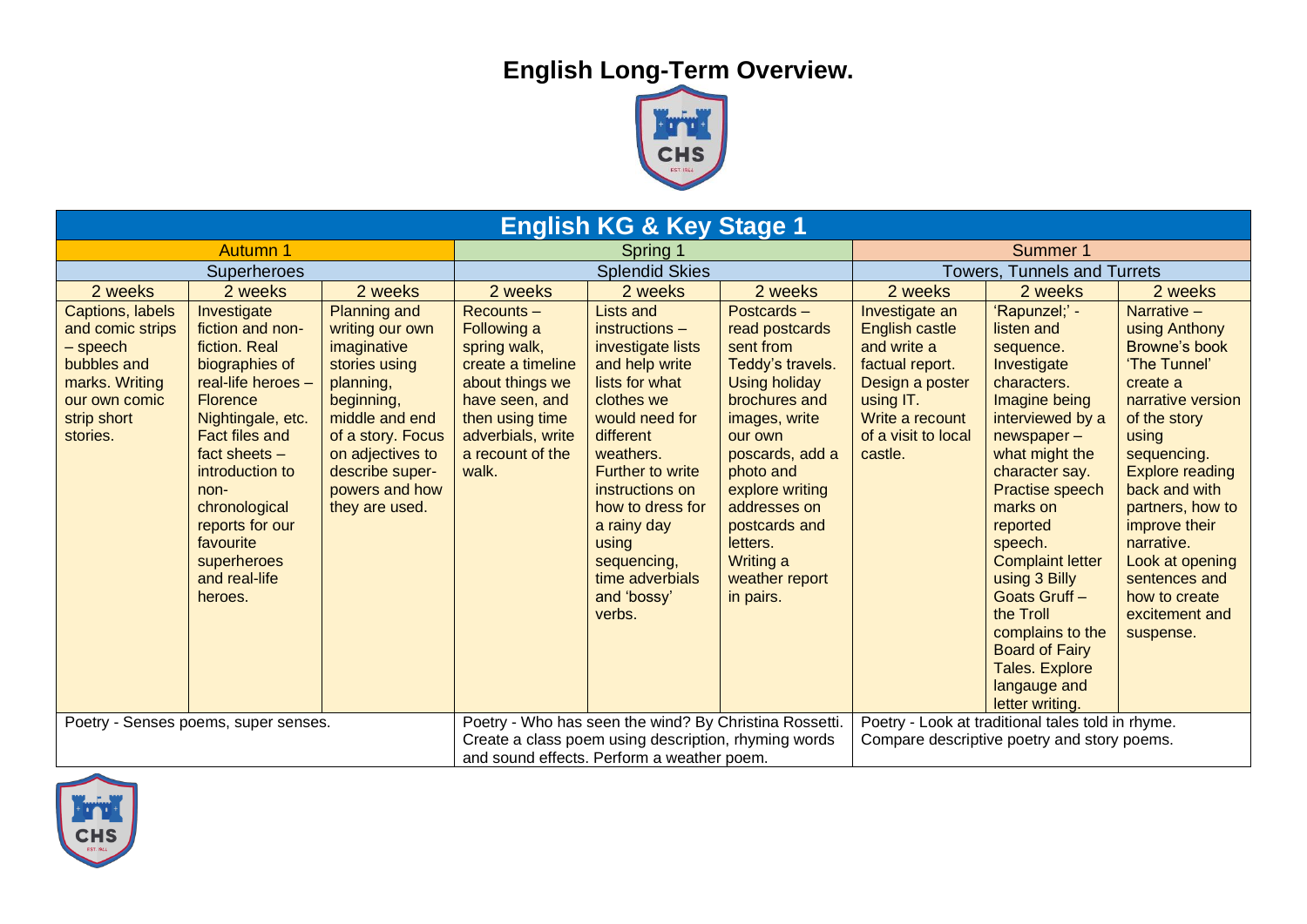# English Long-Term Overview.

| English KG & Key Stage 1 | | | | | | | | |
|---|---|---|---|---|---|---|---|---|
| Autumn 1 | | | Spring 1 | | | Summer 1 | | |
| Superheroes | | | Splendid Skies | | | Towers, Tunnels and Turrets | | |
| 2 weeks | 2 weeks | 2 weeks | 2 weeks | 2 weeks | 2 weeks | 2 weeks | 2 weeks | 2 weeks |
| Captions, labels and comic strips – speech bubbles and marks. Writing our own comic strip short stories. | Investigate fiction and non-fiction. Real biographies of real-life heroes – Florence Nightingale, etc. Fact files and fact sheets – introduction to non-chronological reports for our favourite superheroes and real-life heroes. | Planning and writing our own imaginative stories using planning, beginning, middle and end of a story. Focus on adjectives to describe super-powers and how they are used. | Recounts – Following a spring walk, create a timeline about things we have seen, and then using time adverbials, write a recount of the walk. | Lists and instructions – investigate lists and help write lists for what clothes we would need for different weathers. Further to write instructions on how to dress for a rainy day using sequencing, time adverbials and 'bossy' verbs. | Postcards – read postcards sent from Teddy's travels. Using holiday brochures and images, write our own poscards, add a photo and explore writing addresses on postcards and letters. Writing a weather report in pairs. | Investigate an English castle and write a factual report. Design a poster using IT. Write a recount of a visit to local castle. | 'Rapunzel;' - listen and sequence. Investigate characters. Imagine being interviewed by a newspaper – what might the character say. Practise speech marks on reported speech. Complaint letter using 3 Billy Goats Gruff – the Troll complains to the Board of Fairy Tales. Explore langauge and letter writing. | Narrative – using Anthony Browne's book 'The Tunnel' create a narrative version of the story using sequencing. Explore reading back and with partners, how to improve their narrative. Look at opening sentences and how to create excitement and suspense. |
| Poetry - Senses poems, super senses. | | | Poetry - Who has seen the wind? By Christina Rossetti. Create a class poem using description, rhyming words and sound effects. Perform a weather poem. | | | Poetry - Look at traditional tales told in rhyme. Compare descriptive poetry and story poems. | | |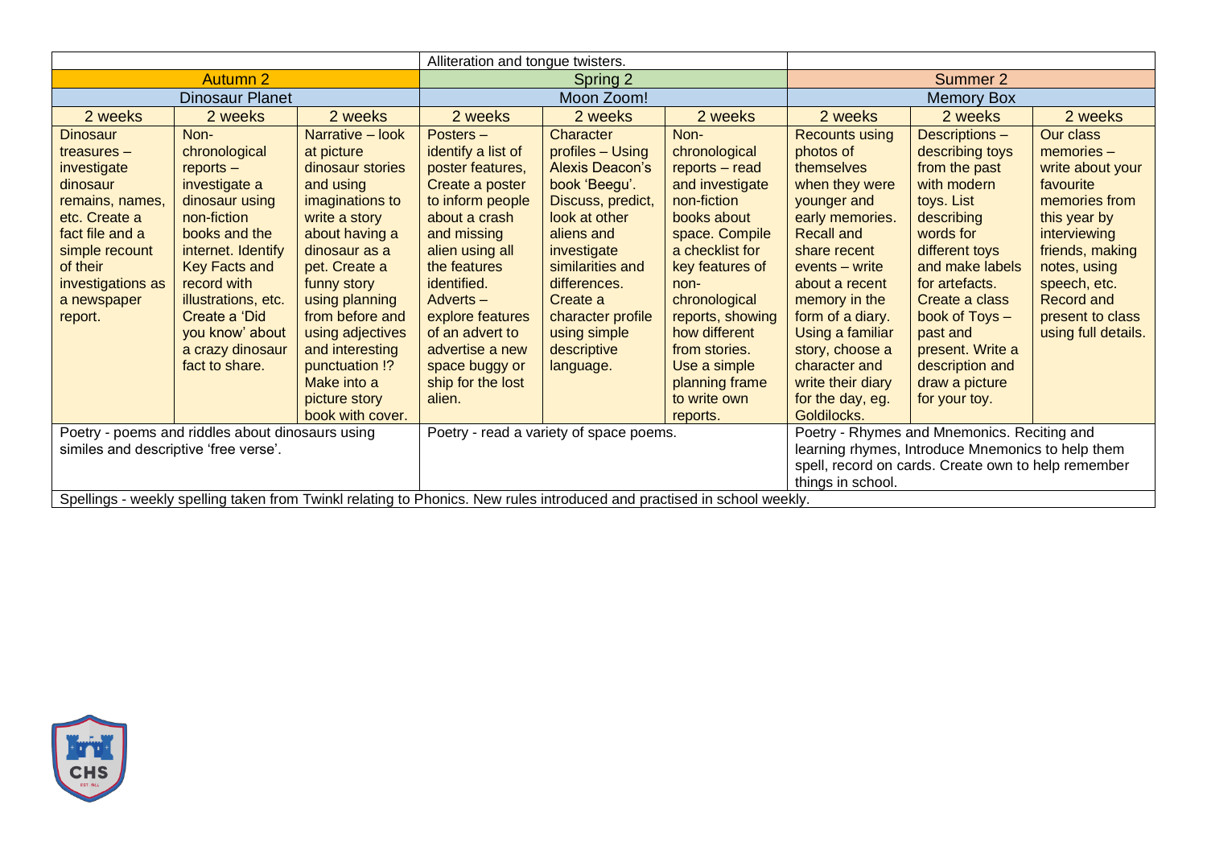| | | | | | | | | |
|---|---|---|---|---|---|---|---|---|
| | | | Alliteration and tongue twisters. | | | | | |
| Autumn 2 | | | Spring 2 | | | Summer 2 | | |
| Dinosaur Planet | | | Moon Zoom! | | | Memory Box | | |
| 2 weeks | 2 weeks | 2 weeks | 2 weeks | 2 weeks | 2 weeks | 2 weeks | 2 weeks | 2 weeks |
| Dinosaur treasures – investigate dinosaur remains, names, etc. Create a fact file and a simple recount of their investigations as a newspaper report. | Non-chronological reports – investigate a dinosaur using non-fiction books and the internet. Identify Key Facts and record with illustrations, etc. Create a 'Did you know' about a crazy dinosaur fact to share. | Narrative – look at picture dinosaur stories and using imaginations to write a story about having a dinosaur as a pet. Create a funny story using planning from before and using adjectives and interesting punctuation !? Make into a picture story book with cover. | Posters – identify a list of poster features, Create a poster to inform people about a crash and missing alien using all the features identified. Adverts – explore features of an advert to advertise a new space buggy or ship for the lost alien. | Character profiles – Using Alexis Deacon's book 'Beegu'. Discuss, predict, look at other aliens and investigate similarities and differences. Create a character profile using simple descriptive language. | Non-chronological reports – read and investigate non-fiction books about space. Compile a checklist for key features of non-chronological reports, showing how different from stories. Use a simple planning frame to write own reports. | Recounts using photos of themselves when they were younger and early memories. Recall and share recent events – write about a recent memory in the form of a diary. Using a familiar story, choose a character and write their diary for the day, eg. Goldilocks. | Descriptions – describing toys from the past with modern toys. List describing words for different toys and make labels for artefacts. Create a class book of Toys – past and present. Write a description and draw a picture for your toy. | Our class memories – write about your favourite memories from this year by interviewing friends, making notes, using speech, etc. Record and present to class using full details. |
| Poetry - poems and riddles about dinosaurs using similes and descriptive 'free verse'. | | | Poetry - read a variety of space poems. | | | Poetry - Rhymes and Mnemonics. Reciting and learning rhymes, Introduce Mnemonics to help them spell, record on cards. Create own to help remember things in school. | | |
| Spellings - weekly spelling taken from Twinkl relating to Phonics. New rules introduced and practised in school weekly. | | | | | | | | |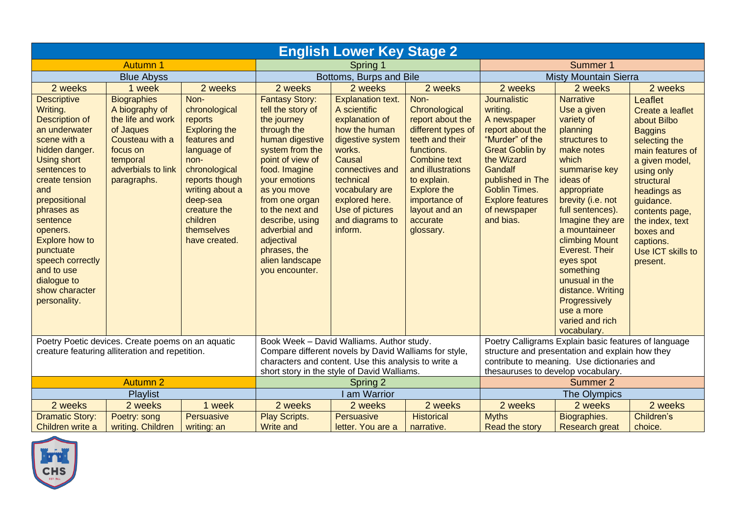# English Lower Key Stage 2

| Autumn 1 | | | Spring 1 | | | Summer 1 | | |
|---|---|---|---|---|---|---|---|---|
| Blue Abyss | | | Bottoms, Burps and Bile | | | Misty Mountain Sierra | | |
| 2 weeks | 1 week | 2 weeks | 2 weeks | 2 weeks | 2 weeks | 2 weeks | 2 weeks | 2 weeks |
| Descriptive Writing. Description of an underwater scene with a hidden danger. Using short sentences to create tension and prepositional phrases as sentence openers. Explore how to punctuate speech correctly and to use dialogue to show character personality. | Biographies A biography of the life and work of Jaques Cousteau with a focus on temporal adverbials to link paragraphs. | Non-chronological reports Exploring the features and language of non-chronological reports though writing about a deep-sea creature the children themselves have created. | Fantasy Story: tell the story of the journey through the human digestive system from the point of view of food. Imagine your emotions as you move from one organ to the next and describe, using adverbial and adjectival phrases, the alien landscape you encounter. | Explanation text. A scientific explanation of how the human digestive system works. Causal connectives and technical vocabulary are explored here. Use of pictures and diagrams to inform. | Non-Chronological report about the different types of teeth and their functions. Combine text and illustrations to explain. Explore the importance of layout and an accurate glossary. | Journalistic writing. A newspaper report about the "Murder" of the Great Goblin by the Wizard Gandalf published in The Goblin Times. Explore features of newspaper and bias. | Narrative Use a given variety of planning structures to make notes which summarise key ideas of appropriate brevity (i.e. not full sentences). Imagine they are a mountaineer climbing Mount Everest. Their eyes spot something unusual in the distance. Writing Progressively use a more varied and rich vocabulary. | Leaflet Create a leaflet about Bilbo Baggins selecting the main features of a given model, using only structural headings as guidance. contents page, the index, text boxes and captions. Use ICT skills to present. |
| Poetry Poetic devices. Create poems on an aquatic creature featuring alliteration and repetition. | | | Book Week – David Walliams. Author study. Compare different novels by David Walliams for style, characters and content. Use this analysis to write a short story in the style of David Walliams. | | | Poetry Calligrams Explain basic features of language structure and presentation and explain how they contribute to meaning. Use dictionaries and thesauruses to develop vocabulary. | | |
| Autumn 2 | | | Spring 2 | | | Summer 2 | | |
| Playlist | | | I am Warrior | | | The Olympics | | |
| 2 weeks | 2 weeks | 1 week | 2 weeks | 2 weeks | 2 weeks | 2 weeks | 2 weeks | 2 weeks |
| Dramatic Story: Children write a | Poetry: song writing. Children | Persuasive writing: an | Play Scripts. Write and | Persuasive letter. You are a | Historical narrative. | Myths Read the story | Biographies. Research great | Children's choice. |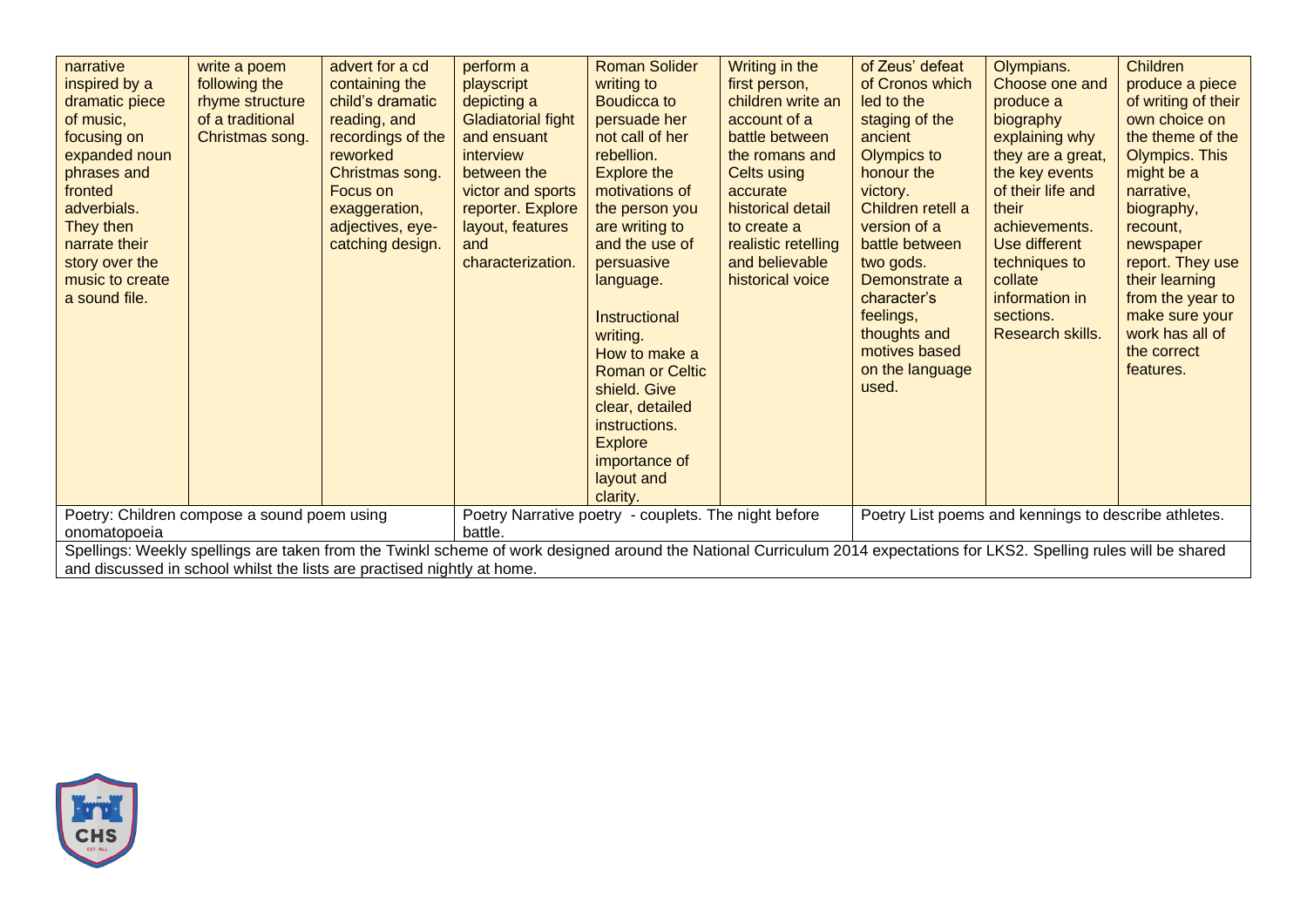| | | | | | | | | |
|---|---|---|---|---|---|---|---|---|
| narrative inspired by a dramatic piece of music, focusing on expanded noun phrases and fronted adverbials. They then narrate their story over the music to create a sound file. | write a poem following the rhyme structure of a traditional Christmas song. | advert for a cd containing the child's dramatic reading, and recordings of the reworked Christmas song. Focus on exaggeration, adjectives, eye-catching design. | perform a playscript depicting a Gladiatorial fight and ensuant interview between the victor and sports reporter. Explore layout, features and characterization. | Roman Solider writing to Boudicca to persuade her not call of her rebellion. Explore the motivations of the person you are writing to and the use of persuasive language.<br><br>Instructional writing. How to make a Roman or Celtic shield. Give clear, detailed instructions. Explore importance of layout and clarity. | Writing in the first person, children write an account of a battle between the romans and Celts using accurate historical detail to create a realistic retelling and believable historical voice | of Zeus' defeat of Cronos which led to the staging of the ancient Olympics to honour the victory. Children retell a version of a battle between two gods. Demonstrate a character's feelings, thoughts and motives based on the language used. | Olympians. Choose one and produce a biography explaining why they are a great, the key events of their life and their achievements. Use different techniques to collate information in sections. Research skills. | Children produce a piece of writing of their own choice on the theme of the Olympics. This might be a narrative, biography, recount, newspaper report. They use their learning from the year to make sure your work has all of the correct features. |
| Poetry: Children compose a sound poem using onomatopoeia | | | Poetry Narrative poetry - couplets. The night before battle. | | | Poetry List poems and kennings to describe athletes. | | |
| Spellings: Weekly spellings are taken from the Twinkl scheme of work designed around the National Curriculum 2014 expectations for LKS2. Spelling rules will be shared and discussed in school whilst the lists are practised nightly at home. | | | | | | | | |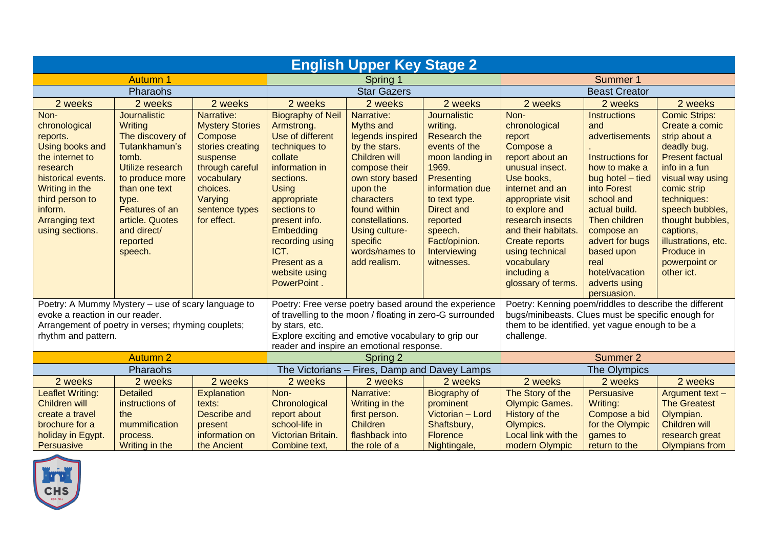# English Upper Key Stage 2

| Autumn 1 | | | Spring 1 | | | Summer 1 | | |
|---|---|---|---|---|---|---|---|---|
| Pharaohs | | | Star Gazers | | | Beast Creator | | |
| 2 weeks | 2 weeks | 2 weeks | 2 weeks | 2 weeks | 2 weeks | 2 weeks | 2 weeks | 2 weeks |
| Non-chronological reports. Using books and the internet to research historical events. Writing in the third person to inform. Arranging text using sections. | Journalistic Writing The discovery of Tutankhamun's tomb. Utilize research to produce more than one text type. Features of an article. Quotes and direct/ reported speech. | Narrative: Mystery Stories Compose stories creating suspense through careful vocabulary choices. Varying sentence types for effect. | Biography of Neil Armstrong. Use of different techniques to collate information in sections. Using appropriate sections to present info. Embedding recording using ICT. Present as a website using PowerPoint . | Narrative: Myths and legends inspired by the stars. Children will compose their own story based upon the characters found within constellations. Using culture-specific words/names to add realism. | Journalistic writing. Research the events of the moon landing in 1969. Presenting information due to text type. Direct and reported speech. Fact/opinion. Interviewing witnesses. | Non-chronological report Compose a report about an unusual insect. Use books, internet and an appropriate visit to explore and research insects and their habitats. Create reports using technical vocabulary including a glossary of terms. | Instructions and advertisements . Instructions for how to make a bug hotel – tied into Forest school and actual build. Then children compose an advert for bugs based upon real hotel/vacation adverts using persuasion. | Comic Strips: Create a comic strip about a deadly bug. Present factual info in a fun visual way using comic strip techniques: speech bubbles, thought bubbles, captions, illustrations, etc. Produce in powerpoint or other ict. |
| Poetry: A Mummy Mystery – use of scary language to evoke a reaction in our reader. Arrangement of poetry in verses; rhyming couplets; rhythm and pattern. | | | Poetry: Free verse poetry based around the experience of travelling to the moon / floating in zero-G surrounded by stars, etc. Explore exciting and emotive vocabulary to grip our reader and inspire an emotional response. | | | Poetry: Kenning poem/riddles to describe the different bugs/minibeasts. Clues must be specific enough for them to be identified, yet vague enough to be a challenge. | | |
| Autumn 2 | | | Spring 2 | | | Summer 2 | | |
| Pharaohs | | | The Victorians – Fires, Damp and Davey Lamps | | | The Olympics | | |
| 2 weeks | 2 weeks | 2 weeks | 2 weeks | 2 weeks | 2 weeks | 2 weeks | 2 weeks | 2 weeks |
| Leaflet Writing: Children will create a travel brochure for a holiday in Egypt. Persuasive | Detailed instructions of the mummification process. Writing in the | Explanation texts: Describe and present information on the Ancient | Non-Chronological report about school-life in Victorian Britain. Combine text, | Narrative: Writing in the first person. Children flashback into the role of a | Biography of prominent Victorian – Lord Shaftsbury, Florence Nightingale, | The Story of the Olympic Games. History of the Olympics. Local link with the modern Olympic | Persuasive Writing: Compose a bid for the Olympic games to return to the | Argument text – The Greatest Olympian. Children will research great Olympians from |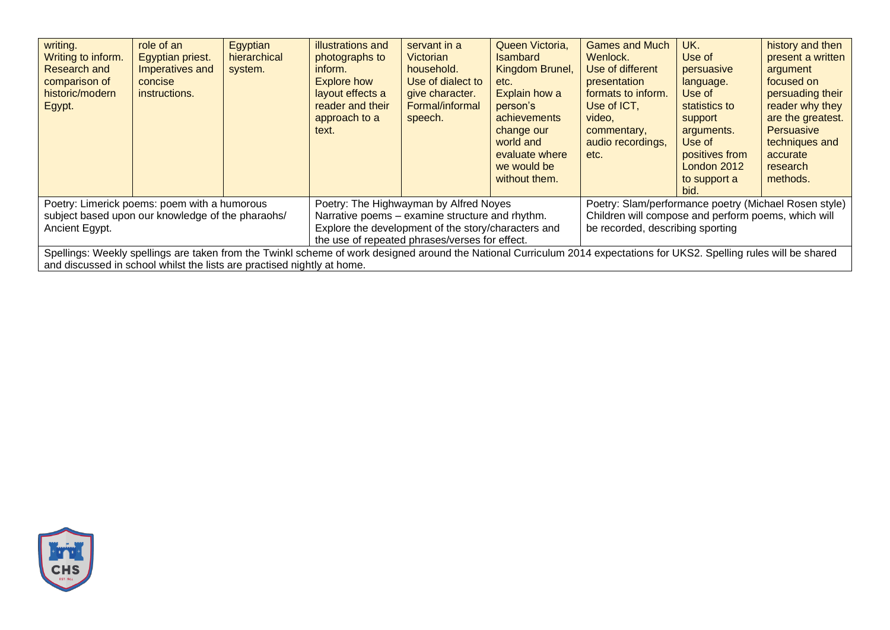| | | | | | | | | |
|---|---|---|---|---|---|---|---|---|
| writing. Writing to inform. Research and comparison of historic/modern Egypt. | role of an Egyptian priest. Imperatives and concise instructions. | Egyptian hierarchical system. | illustrations and photographs to inform. Explore how layout effects a reader and their approach to a text. | servant in a Victorian household. Use of dialect to give character. Formal/informal speech. | Queen Victoria, Isambard Kingdom Brunel, etc. Explain how a person's achievements change our world and evaluate where we would be without them. | Games and Much Wenlock. Use of different presentation formats to inform. Use of ICT, video, commentary, audio recordings, etc. | UK. Use of persuasive language. Use of statistics to support arguments. Use of positives from London 2012 to support a bid. | history and then present a written argument focused on persuading their reader why they are the greatest. Persuasive techniques and accurate research methods. |
| Poetry: Limerick poems: poem with a humorous subject based upon our knowledge of the pharaohs/ Ancient Egypt. | | | Poetry: The Highwayman by Alfred Noyes Narrative poems – examine structure and rhythm. Explore the development of the story/characters and the use of repeated phrases/verses for effect. | | | Poetry: Slam/performance poetry (Michael Rosen style) Children will compose and perform poems, which will be recorded, describing sporting | | |
| Spellings: Weekly spellings are taken from the Twinkl scheme of work designed around the National Curriculum 2014 expectations for UKS2. Spelling rules will be shared and discussed in school whilst the lists are practised nightly at home. | | | | | | | | |